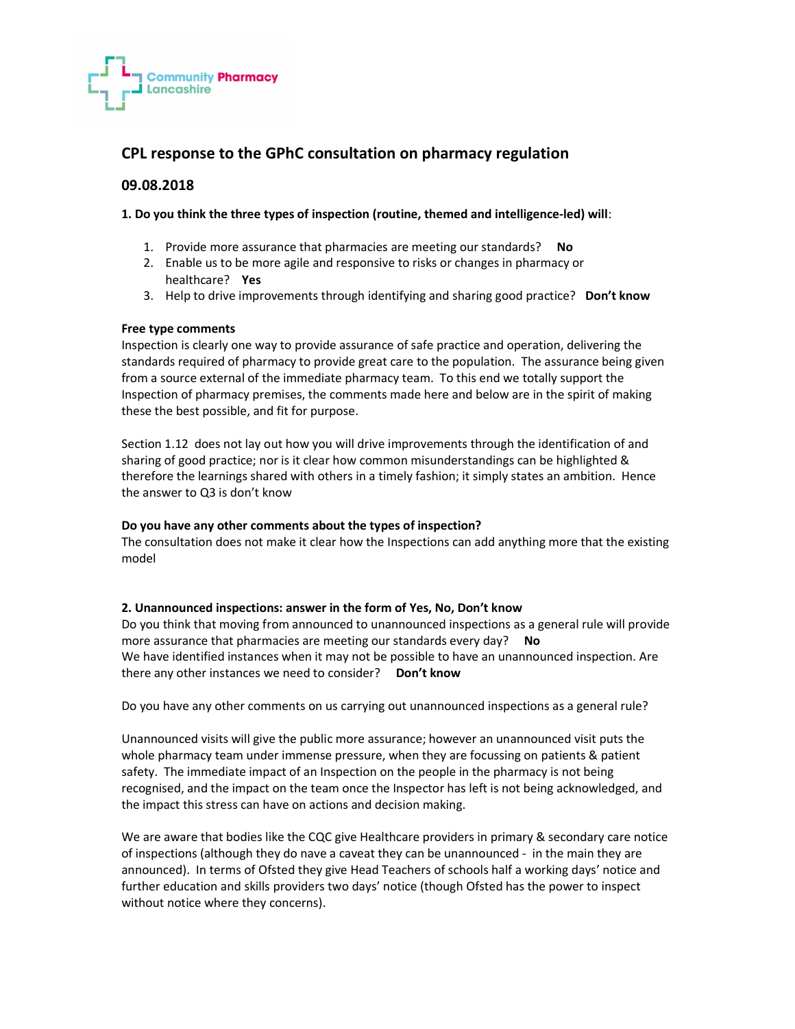Community Pharmacy Lancashire

## CPL response to the GPhC consultation on pharmacy regulation

## 09.08.2018

**1. Do you think the three types of inspection (routine, themed and intelligence-led) will**:

1. Provide more assurance that pharmacies are meeting our standards? **No**
2. Enable us to be more agile and responsive to risks or changes in pharmacy or healthcare? **Yes**
3. Help to drive improvements through identifying and sharing good practice? **Don't know**

**Free type comments**

Inspection is clearly one way to provide assurance of safe practice and operation, delivering the standards required of pharmacy to provide great care to the population. The assurance being given from a source external of the immediate pharmacy team. To this end we totally support the Inspection of pharmacy premises, the comments made here and below are in the spirit of making these the best possible, and fit for purpose.

Section 1.12 does not lay out how you will drive improvements through the identification of and sharing of good practice; nor is it clear how common misunderstandings can be highlighted & therefore the learnings shared with others in a timely fashion; it simply states an ambition. Hence the answer to Q3 is don't know

**Do you have any other comments about the types of inspection?**

The consultation does not make it clear how the Inspections can add anything more that the existing model

**2. Unannounced inspections: answer in the form of Yes, No, Don't know**

Do you think that moving from announced to unannounced inspections as a general rule will provide more assurance that pharmacies are meeting our standards every day? **No**

We have identified instances when it may not be possible to have an unannounced inspection. Are there any other instances we need to consider? **Don't know**

Do you have any other comments on us carrying out unannounced inspections as a general rule?

Unannounced visits will give the public more assurance; however an unannounced visit puts the whole pharmacy team under immense pressure, when they are focussing on patients & patient safety. The immediate impact of an Inspection on the people in the pharmacy is not being recognised, and the impact on the team once the Inspector has left is not being acknowledged, and the impact this stress can have on actions and decision making.

We are aware that bodies like the CQC give Healthcare providers in primary & secondary care notice of inspections (although they do nave a caveat they can be unannounced - in the main they are announced). In terms of Ofsted they give Head Teachers of schools half a working days' notice and further education and skills providers two days' notice (though Ofsted has the power to inspect without notice where they concerns).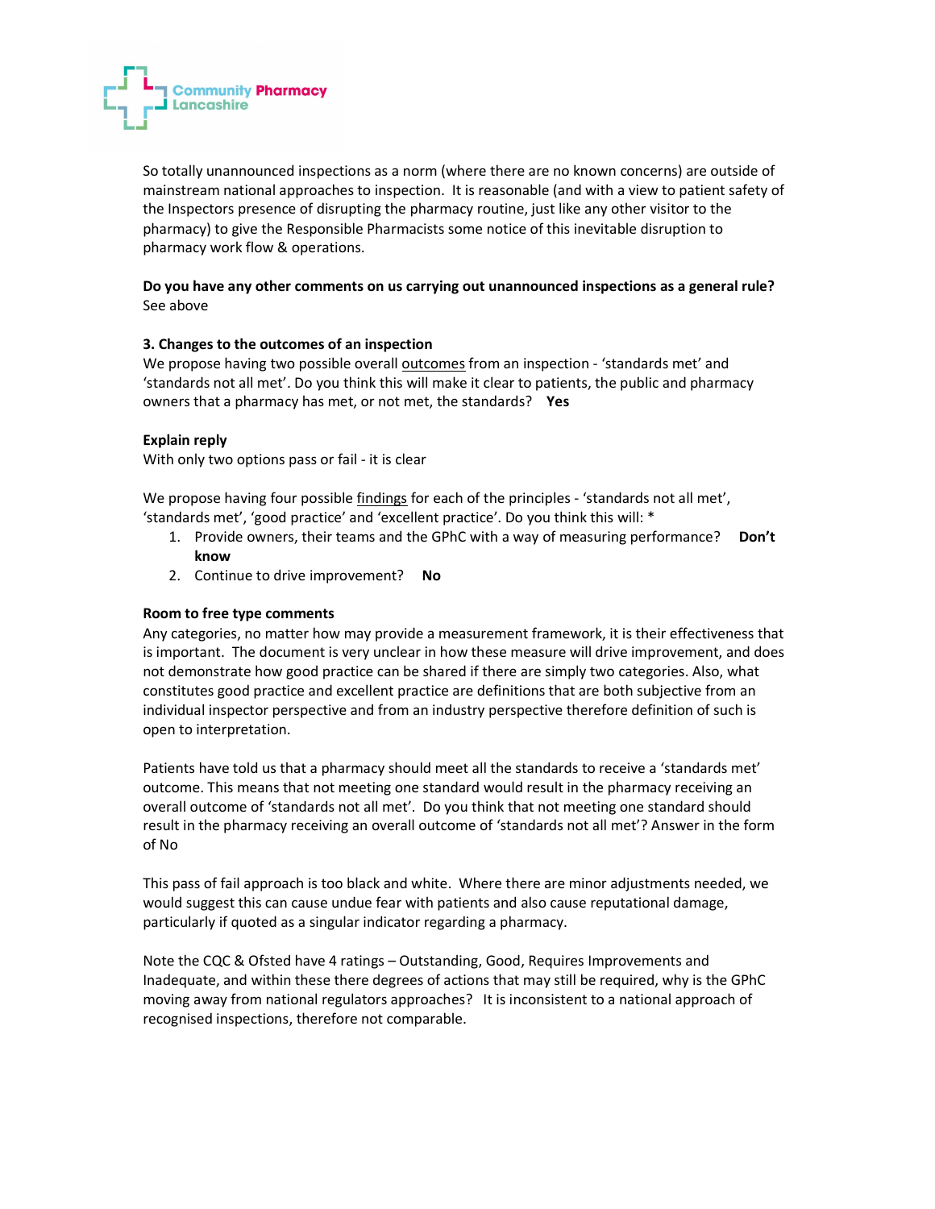So totally unannounced inspections as a norm (where there are no known concerns) are outside of mainstream national approaches to inspection. It is reasonable (and with a view to patient safety of the Inspectors presence of disrupting the pharmacy routine, just like any other visitor to the pharmacy) to give the Responsible Pharmacists some notice of this inevitable disruption to pharmacy work flow & operations.

**Do you have any other comments on us carrying out unannounced inspections as a general rule?**
See above

**3. Changes to the outcomes of an inspection**
We propose having two possible overall outcomes from an inspection - 'standards met' and 'standards not all met'. Do you think this will make it clear to patients, the public and pharmacy owners that a pharmacy has met, or not met, the standards? **Yes**

**Explain reply**
With only two options pass or fail - it is clear

We propose having four possible findings for each of the principles - 'standards not all met', 'standards met', 'good practice' and 'excellent practice'. Do you think this will: *

1. Provide owners, their teams and the GPhC with a way of measuring performance? **Don't know**
2. Continue to drive improvement? **No**

**Room to free type comments**
Any categories, no matter how may provide a measurement framework, it is their effectiveness that is important. The document is very unclear in how these measure will drive improvement, and does not demonstrate how good practice can be shared if there are simply two categories. Also, what constitutes good practice and excellent practice are definitions that are both subjective from an individual inspector perspective and from an industry perspective therefore definition of such is open to interpretation.

Patients have told us that a pharmacy should meet all the standards to receive a 'standards met' outcome. This means that not meeting one standard would result in the pharmacy receiving an overall outcome of 'standards not all met'. Do you think that not meeting one standard should result in the pharmacy receiving an overall outcome of 'standards not all met'? Answer in the form of No

This pass of fail approach is too black and white. Where there are minor adjustments needed, we would suggest this can cause undue fear with patients and also cause reputational damage, particularly if quoted as a singular indicator regarding a pharmacy.

Note the CQC & Ofsted have 4 ratings – Outstanding, Good, Requires Improvements and Inadequate, and within these there degrees of actions that may still be required, why is the GPhC moving away from national regulators approaches? It is inconsistent to a national approach of recognised inspections, therefore not comparable.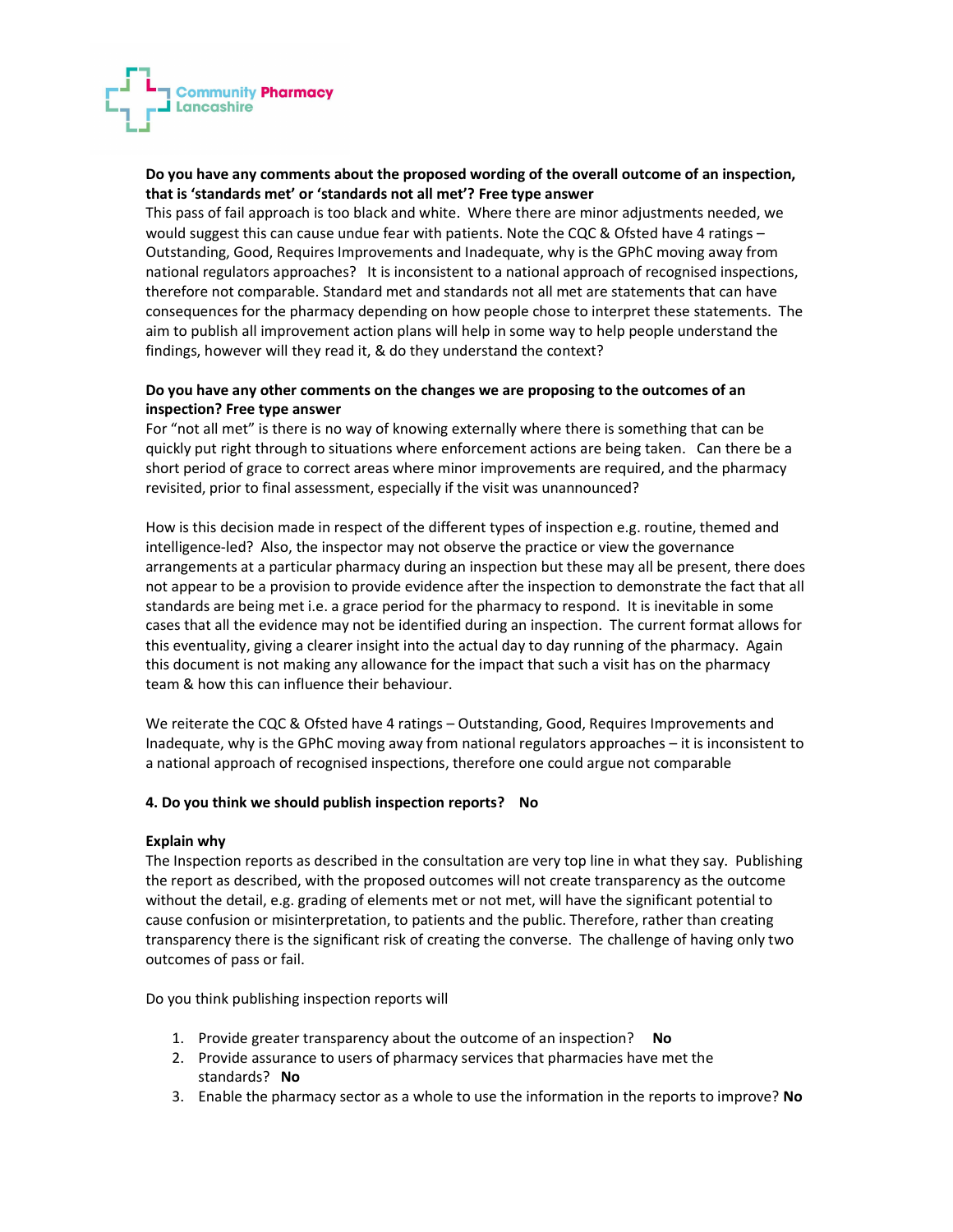**Do you have any comments about the proposed wording of the overall outcome of an inspection, that is 'standards met' or 'standards not all met'? Free type answer**

This pass of fail approach is too black and white. Where there are minor adjustments needed, we would suggest this can cause undue fear with patients. Note the CQC & Ofsted have 4 ratings – Outstanding, Good, Requires Improvements and Inadequate, why is the GPhC moving away from national regulators approaches? It is inconsistent to a national approach of recognised inspections, therefore not comparable. Standard met and standards not all met are statements that can have consequences for the pharmacy depending on how people chose to interpret these statements. The aim to publish all improvement action plans will help in some way to help people understand the findings, however will they read it, & do they understand the context?

**Do you have any other comments on the changes we are proposing to the outcomes of an inspection? Free type answer**

For "not all met" is there is no way of knowing externally where there is something that can be quickly put right through to situations where enforcement actions are being taken. Can there be a short period of grace to correct areas where minor improvements are required, and the pharmacy revisited, prior to final assessment, especially if the visit was unannounced?

How is this decision made in respect of the different types of inspection e.g. routine, themed and intelligence-led? Also, the inspector may not observe the practice or view the governance arrangements at a particular pharmacy during an inspection but these may all be present, there does not appear to be a provision to provide evidence after the inspection to demonstrate the fact that all standards are being met i.e. a grace period for the pharmacy to respond. It is inevitable in some cases that all the evidence may not be identified during an inspection. The current format allows for this eventuality, giving a clearer insight into the actual day to day running of the pharmacy. Again this document is not making any allowance for the impact that such a visit has on the pharmacy team & how this can influence their behaviour.

We reiterate the CQC & Ofsted have 4 ratings – Outstanding, Good, Requires Improvements and Inadequate, why is the GPhC moving away from national regulators approaches – it is inconsistent to a national approach of recognised inspections, therefore one could argue not comparable

**4. Do you think we should publish inspection reports? No**

**Explain why**

The Inspection reports as described in the consultation are very top line in what they say. Publishing the report as described, with the proposed outcomes will not create transparency as the outcome without the detail, e.g. grading of elements met or not met, will have the significant potential to cause confusion or misinterpretation, to patients and the public. Therefore, rather than creating transparency there is the significant risk of creating the converse. The challenge of having only two outcomes of pass or fail.

Do you think publishing inspection reports will

1. Provide greater transparency about the outcome of an inspection? **No**
2. Provide assurance to users of pharmacy services that pharmacies have met the standards? **No**
3. Enable the pharmacy sector as a whole to use the information in the reports to improve? **No**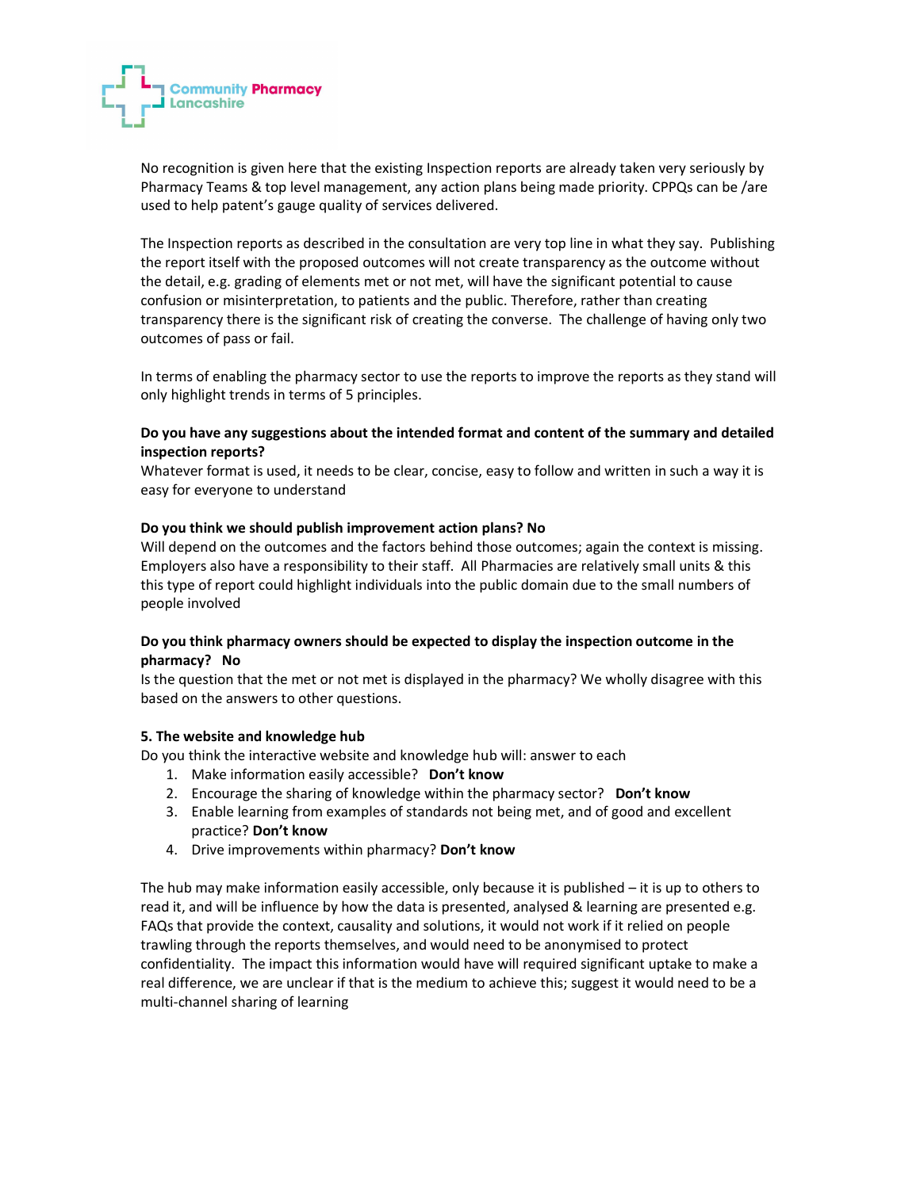No recognition is given here that the existing Inspection reports are already taken very seriously by Pharmacy Teams & top level management, any action plans being made priority. CPPQs can be /are used to help patent's gauge quality of services delivered.

The Inspection reports as described in the consultation are very top line in what they say. Publishing the report itself with the proposed outcomes will not create transparency as the outcome without the detail, e.g. grading of elements met or not met, will have the significant potential to cause confusion or misinterpretation, to patients and the public. Therefore, rather than creating transparency there is the significant risk of creating the converse. The challenge of having only two outcomes of pass or fail.

In terms of enabling the pharmacy sector to use the reports to improve the reports as they stand will only highlight trends in terms of 5 principles.

**Do you have any suggestions about the intended format and content of the summary and detailed inspection reports?**
Whatever format is used, it needs to be clear, concise, easy to follow and written in such a way it is easy for everyone to understand

**Do you think we should publish improvement action plans? No**
Will depend on the outcomes and the factors behind those outcomes; again the context is missing. Employers also have a responsibility to their staff. All Pharmacies are relatively small units & this this type of report could highlight individuals into the public domain due to the small numbers of people involved

**Do you think pharmacy owners should be expected to display the inspection outcome in the pharmacy? No**
Is the question that the met or not met is displayed in the pharmacy? We wholly disagree with this based on the answers to other questions.

**5. The website and knowledge hub**
Do you think the interactive website and knowledge hub will: answer to each

1. Make information easily accessible? **Don't know**
2. Encourage the sharing of knowledge within the pharmacy sector? **Don't know**
3. Enable learning from examples of standards not being met, and of good and excellent practice? **Don't know**
4. Drive improvements within pharmacy? **Don't know**

The hub may make information easily accessible, only because it is published – it is up to others to read it, and will be influence by how the data is presented, analysed & learning are presented e.g. FAQs that provide the context, causality and solutions, it would not work if it relied on people trawling through the reports themselves, and would need to be anonymised to protect confidentiality. The impact this information would have will required significant uptake to make a real difference, we are unclear if that is the medium to achieve this; suggest it would need to be a multi-channel sharing of learning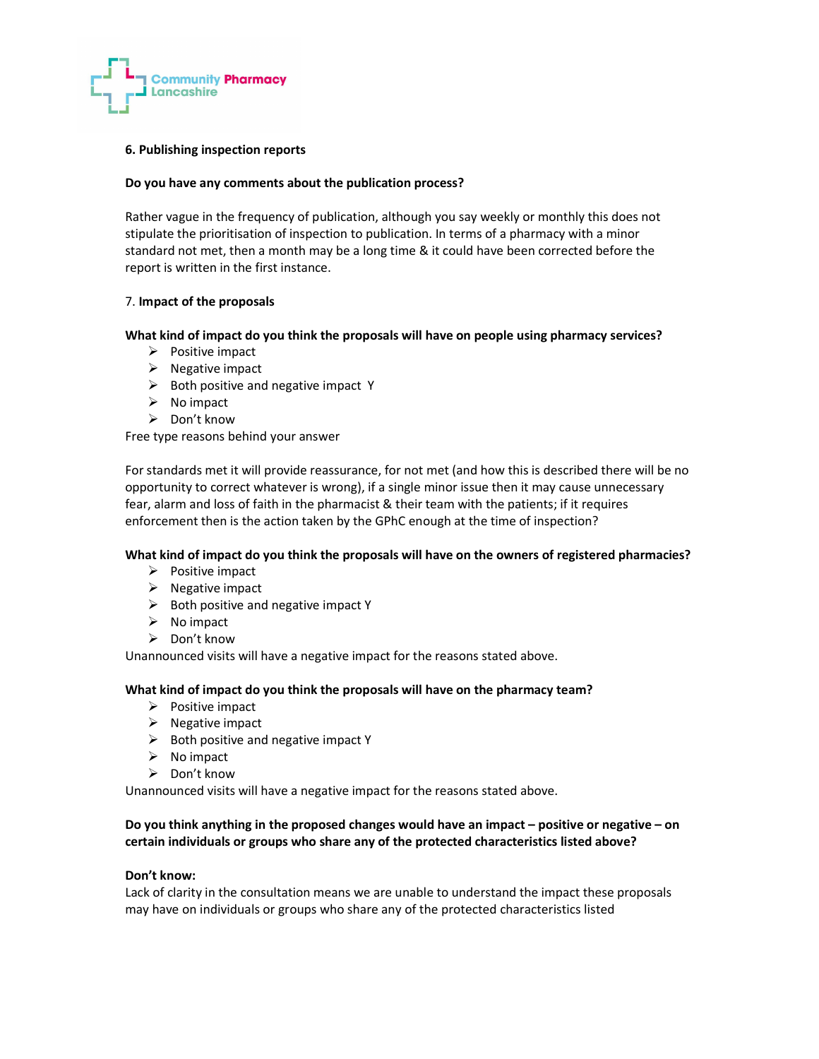**6. Publishing inspection reports**

**Do you have any comments about the publication process?**

Rather vague in the frequency of publication, although you say weekly or monthly this does not stipulate the prioritisation of inspection to publication. In terms of a pharmacy with a minor standard not met, then a month may be a long time & it could have been corrected before the report is written in the first instance.

7. **Impact of the proposals**

**What kind of impact do you think the proposals will have on people using pharmacy services?**

- Positive impact
- Negative impact
- Both positive and negative impact Y
- No impact
- Don't know

Free type reasons behind your answer

For standards met it will provide reassurance, for not met (and how this is described there will be no opportunity to correct whatever is wrong), if a single minor issue then it may cause unnecessary fear, alarm and loss of faith in the pharmacist & their team with the patients; if it requires enforcement then is the action taken by the GPhC enough at the time of inspection?

**What kind of impact do you think the proposals will have on the owners of registered pharmacies?**

- Positive impact
- Negative impact
- Both positive and negative impact Y
- No impact
- Don't know

Unannounced visits will have a negative impact for the reasons stated above.

**What kind of impact do you think the proposals will have on the pharmacy team?**

- Positive impact
- Negative impact
- Both positive and negative impact Y
- No impact
- Don't know

Unannounced visits will have a negative impact for the reasons stated above.

**Do you think anything in the proposed changes would have an impact – positive or negative – on certain individuals or groups who share any of the protected characteristics listed above?**

**Don't know:**
Lack of clarity in the consultation means we are unable to understand the impact these proposals may have on individuals or groups who share any of the protected characteristics listed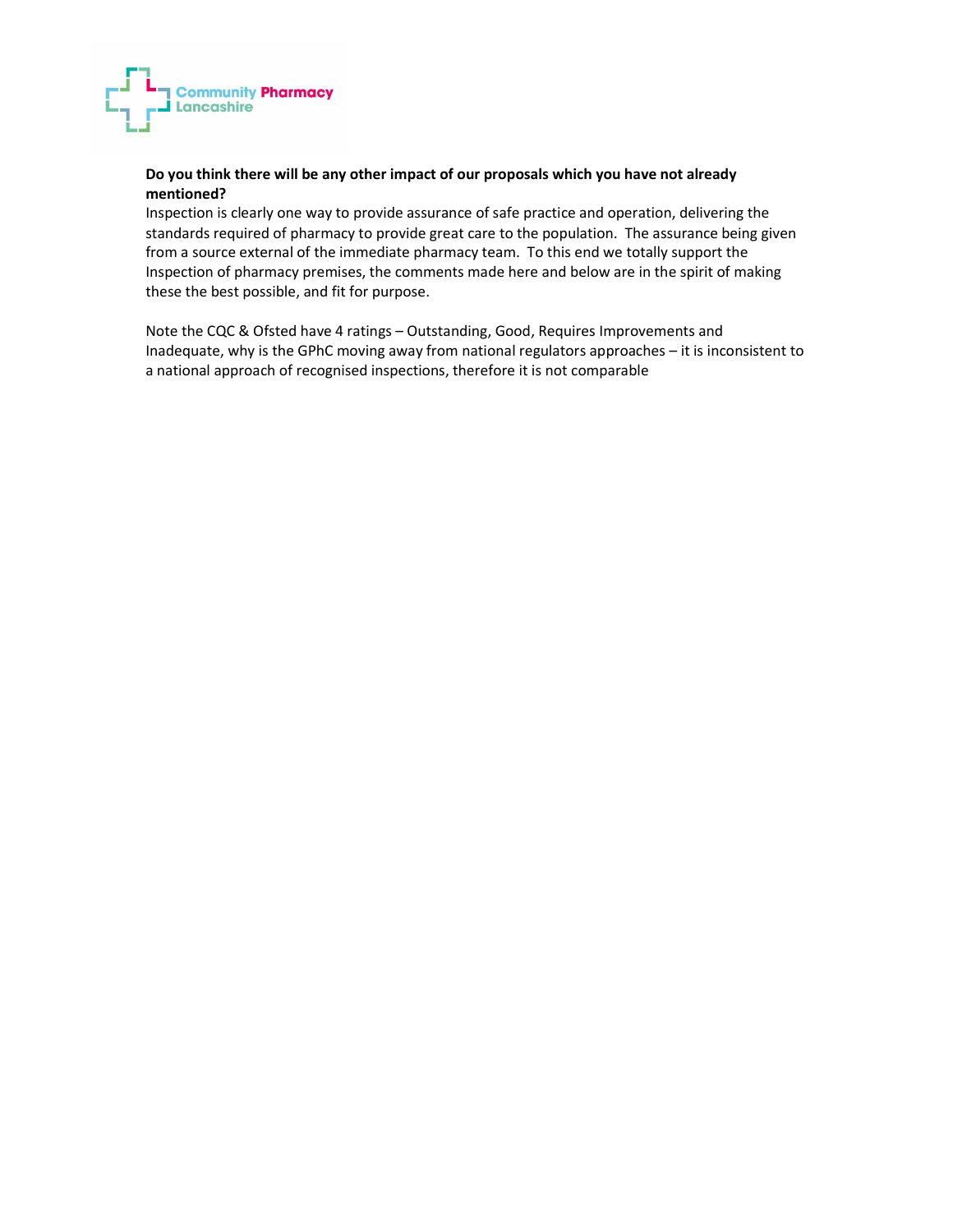**Do you think there will be any other impact of our proposals which you have not already mentioned?**

Inspection is clearly one way to provide assurance of safe practice and operation, delivering the standards required of pharmacy to provide great care to the population. The assurance being given from a source external of the immediate pharmacy team. To this end we totally support the Inspection of pharmacy premises, the comments made here and below are in the spirit of making these the best possible, and fit for purpose.

Note the CQC & Ofsted have 4 ratings – Outstanding, Good, Requires Improvements and Inadequate, why is the GPhC moving away from national regulators approaches – it is inconsistent to a national approach of recognised inspections, therefore it is not comparable